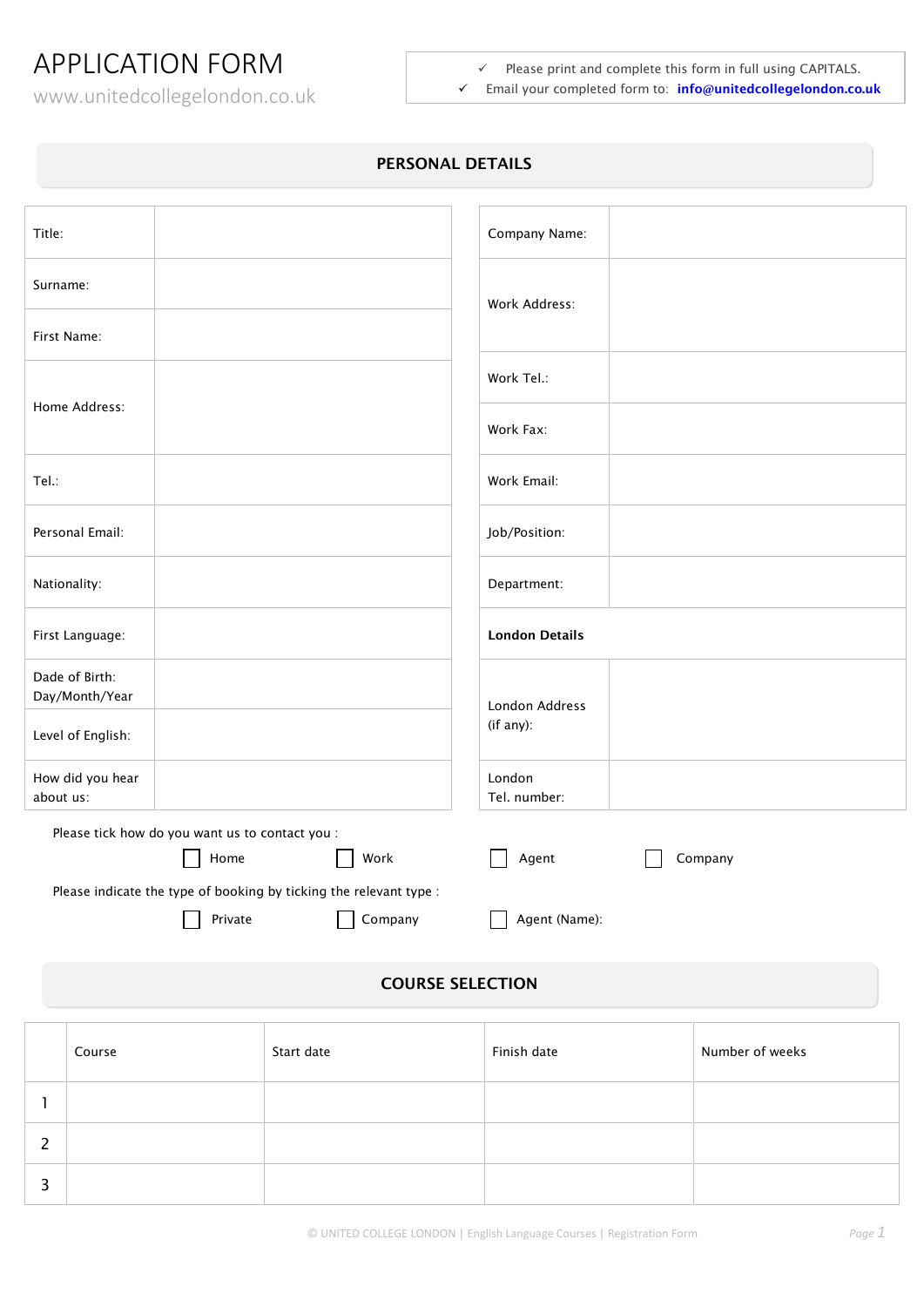# APPLICATION FORM

www.unitedcollegelondon.co.uk

- ✓ Please print and complete this form in full using CAPITALS.
- ✓ Email your completed form to: **info@unitedcollegelondon.co.uk**

## PERSONAL DETAILS

| | |
|---|---|
| Title: | |
| Surname: | |
| First Name: | |
| Home Address: | |
| Tel.: | |
| Personal Email: | |
| Nationality: | |
| First Language: | |
| Dade of Birth: Day/Month/Year | |
| Level of English: | |
| How did you hear about us: | |

| | |
|---|---|
| Company Name: | |
| Work Address: | |
| Work Tel.: | |
| Work Fax: | |
| Work Email: | |
| Job/Position: | |
| Department: | |
| **London Details** | |
| London Address (if any): | |
| London Tel. number: | |

Please tick how do you want us to contact you :

☐ Home ☐ Work ☐ Agent ☐ Company

Please indicate the type of booking by ticking the relevant type :

☐ Private ☐ Company ☐ Agent (Name):

## COURSE SELECTION

| | Course | Start date | Finish date | Number of weeks |
|---|---|---|---|---|
| 1 | | | | |
| 2 | | | | |
| 3 | | | | |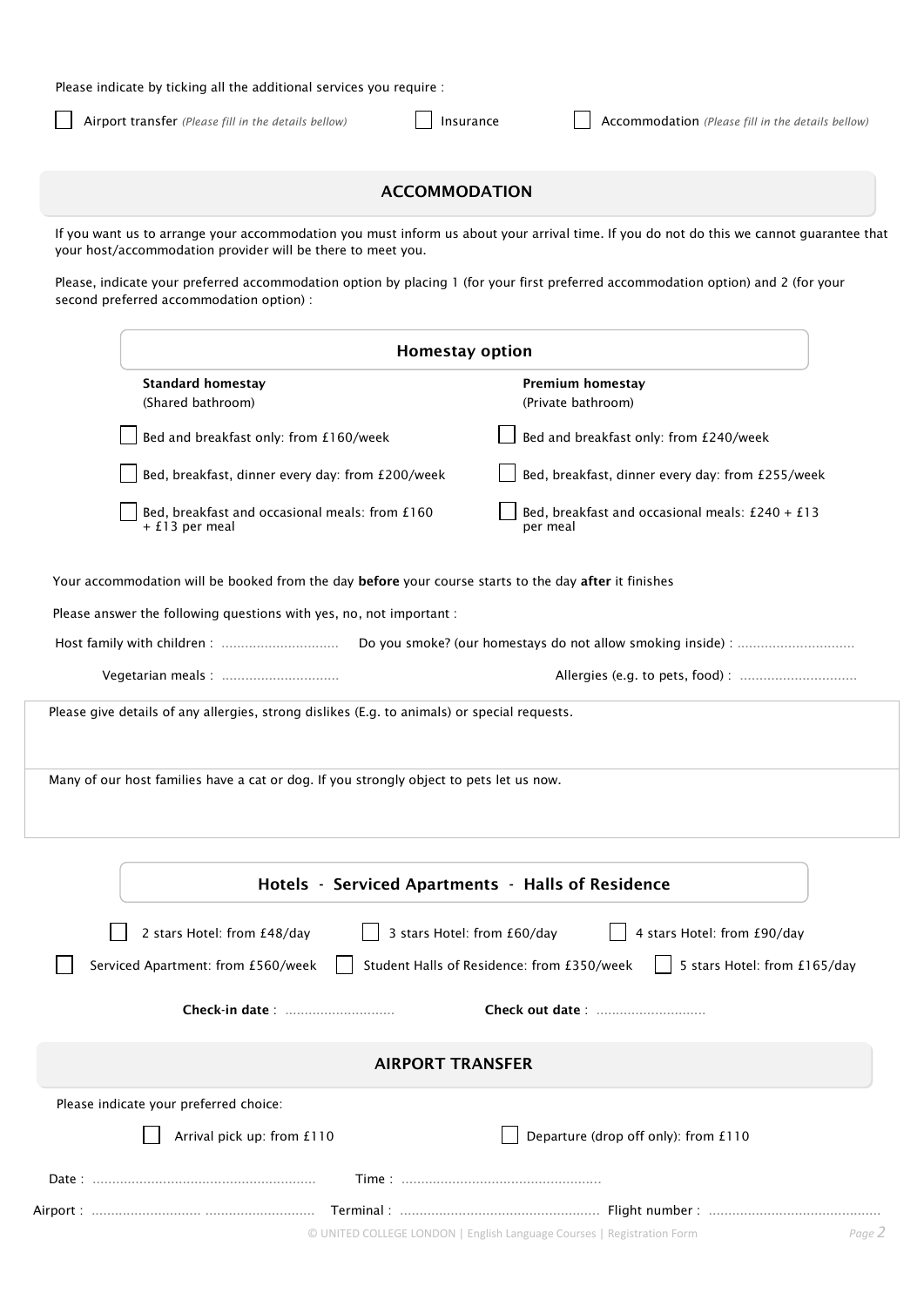Please indicate by ticking all the additional services you require :

☐ Airport transfer *(Please fill in the details bellow)* ☐ Insurance ☐ Accommodation *(Please fill in the details bellow)*

## ACCOMMODATION

If you want us to arrange your accommodation you must inform us about your arrival time. If you do not do this we cannot guarantee that your host/accommodation provider will be there to meet you.

Please, indicate your preferred accommodation option by placing 1 (for your first preferred accommodation option) and 2 (for your second preferred accommodation option) :

### Homestay option

| **Standard homestay** (Shared bathroom) | **Premium homestay** (Private bathroom) |
|---|---|
| ☐ Bed and breakfast only: from £160/week | ☐ Bed and breakfast only: from £240/week |
| ☐ Bed, breakfast, dinner every day: from £200/week | ☐ Bed, breakfast, dinner every day: from £255/week |
| ☐ Bed, breakfast and occasional meals: from £160 + £13 per meal | ☐ Bed, breakfast and occasional meals: £240 + £13 per meal |

Your accommodation will be booked from the day **before** your course starts to the day **after** it finishes

Please answer the following questions with yes, no, not important :

Host family with children : .............................. Do you smoke? (our homestays do not allow smoking inside) : ..............................

Vegetarian meals : .............................. Allergies (e.g. to pets, food) : ..............................

Please give details of any allergies, strong dislikes (E.g. to animals) or special requests.

Many of our host families have a cat or dog. If you strongly object to pets let us now.

### Hotels - Serviced Apartments - Halls of Residence

☐ 2 stars Hotel: from £48/day ☐ 3 stars Hotel: from £60/day ☐ 4 stars Hotel: from £90/day

☐ Serviced Apartment: from £560/week ☐ Student Halls of Residence: from £350/week ☐ 5 stars Hotel: from £165/day

**Check-in date** : ............................ **Check out date** : ............................

## AIRPORT TRANSFER

Please indicate your preferred choice:

☐ Arrival pick up: from £110 ☐ Departure (drop off only): from £110

Date : ........................................................ Time : ..................................................

Airport : ........................... ........................... Terminal : .................................................. Flight number : ...........................................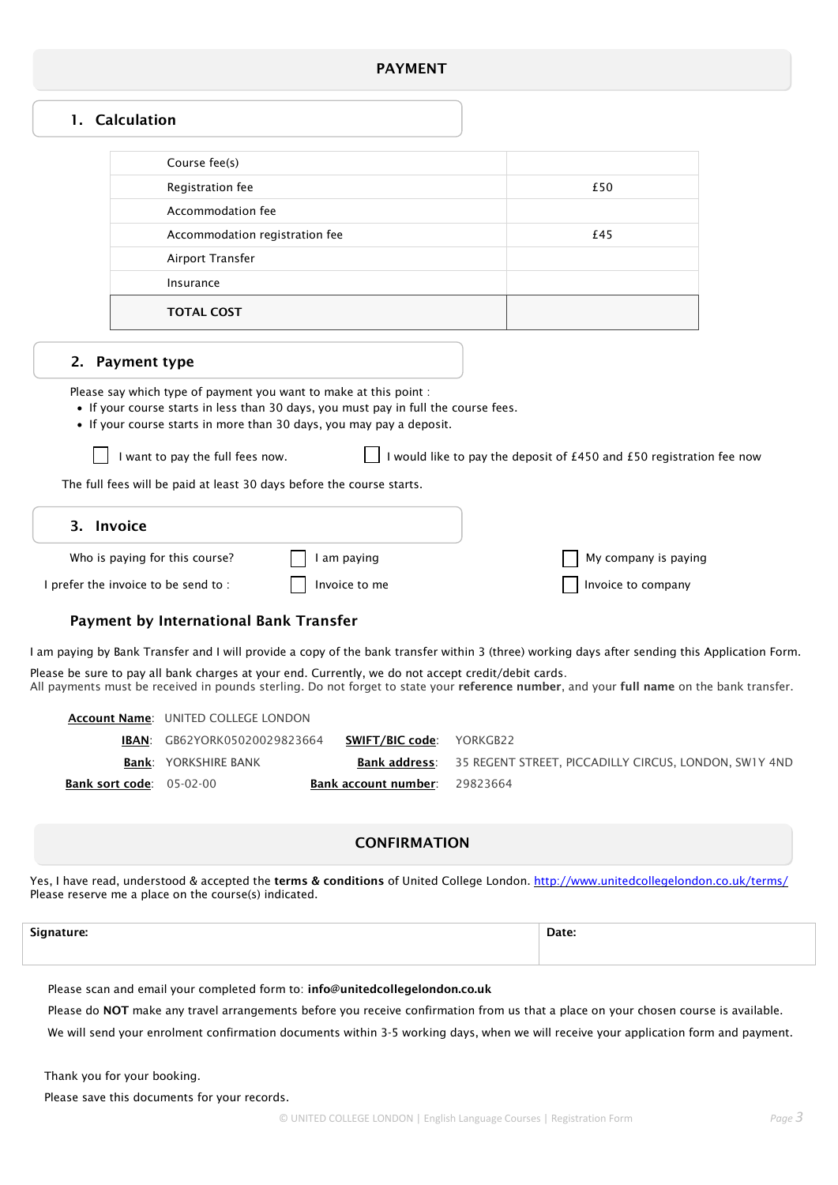## PAYMENT

### 1. Calculation

| | |
|---|---|
| Course fee(s) | |
| Registration fee | £50 |
| Accommodation fee | |
| Accommodation registration fee | £45 |
| Airport Transfer | |
| Insurance | |
| **TOTAL COST** | |

### 2. Payment type

Please say which type of payment you want to make at this point :

- If your course starts in less than 30 days, you must pay in full the course fees.
- If your course starts in more than 30 days, you may pay a deposit.

☐ I want to pay the full fees now. ☐ I would like to pay the deposit of £450 and £50 registration fee now

The full fees will be paid at least 30 days before the course starts.

### 3. Invoice

Who is paying for this course? ☐ I am paying ☐ My company is paying

I prefer the invoice to be send to : ☐ Invoice to me ☐ Invoice to company

### Payment by International Bank Transfer

I am paying by Bank Transfer and I will provide a copy of the bank transfer within 3 (three) working days after sending this Application Form.

Please be sure to pay all bank charges at your end. Currently, we do not accept credit/debit cards.
All payments must be received in pounds sterling. Do not forget to state your **reference number**, and your **full name** on the bank transfer.

**Account Name**: UNITED COLLEGE LONDON

**IBAN**: GB62YORK05020029823664 **SWIFT/BIC code**: YORKGB22

**Bank**: YORKSHIRE BANK **Bank address**: 35 REGENT STREET, PICCADILLY CIRCUS, LONDON, SW1Y 4ND

**Bank sort code**: 05-02-00 **Bank account number**: 29823664

## CONFIRMATION

Yes, I have read, understood & accepted the **terms & conditions** of United College London. http://www.unitedcollegelondon.co.uk/terms/
Please reserve me a place on the course(s) indicated.

| **Signature:** | **Date:** |
|---|---|

Please scan and email your completed form to: **info@unitedcollegelondon.co.uk**

Please do **NOT** make any travel arrangements before you receive confirmation from us that a place on your chosen course is available.

We will send your enrolment confirmation documents within 3-5 working days, when we will receive your application form and payment.

Thank you for your booking.

Please save this documents for your records.